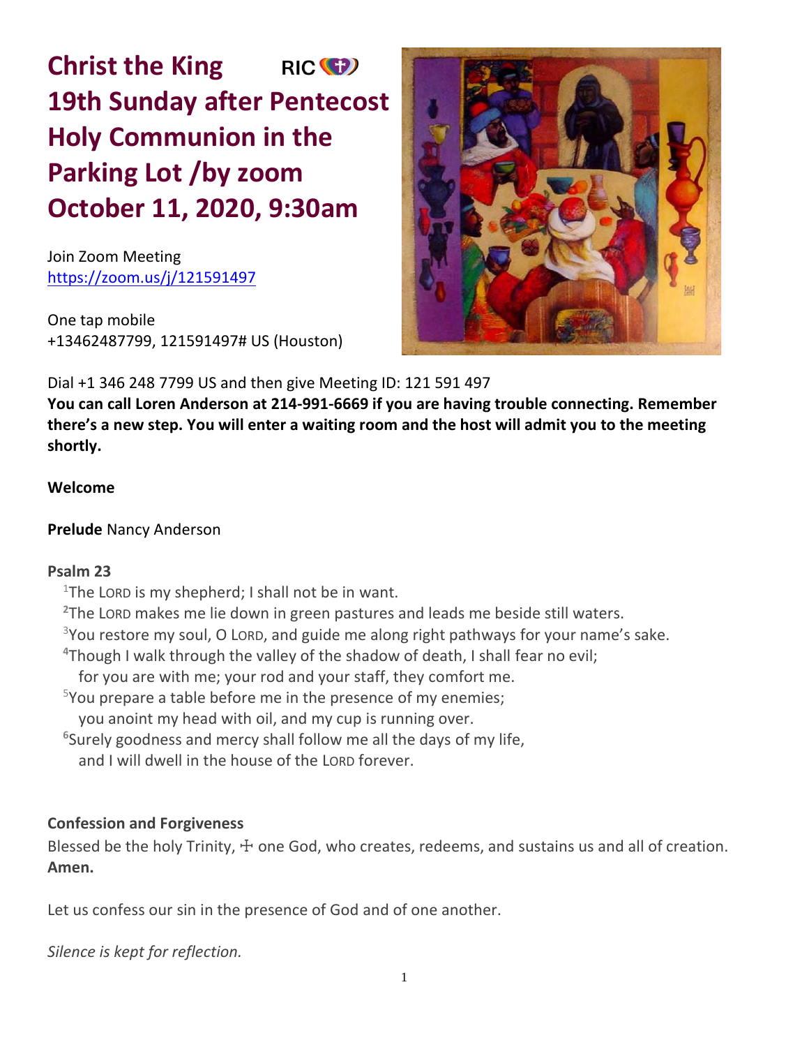# Christ the King RIC
# 19th Sunday after Pentecost
# Holy Communion in the Parking Lot /by zoom
# October 11, 2020, 9:30am

Join Zoom Meeting
https://zoom.us/j/121591497

One tap mobile
+13462487799, 121591497# US (Houston)

Dial +1 346 248 7799 US and then give Meeting ID: 121 591 497

**You can call Loren Anderson at 214-991-6669 if you are having trouble connecting. Remember there's a new step. You will enter a waiting room and the host will admit you to the meeting shortly.**

**Welcome**

**Prelude** Nancy Anderson

**Psalm 23**

[1]The LORD is my shepherd; I shall not be in want.
[2]The LORD makes me lie down in green pastures and leads me beside still waters.
[3]You restore my soul, O LORD, and guide me along right pathways for your name's sake.
[4]Though I walk through the valley of the shadow of death, I shall fear no evil;
for you are with me; your rod and your staff, they comfort me.
[5]You prepare a table before me in the presence of my enemies;
you anoint my head with oil, and my cup is running over.
[6]Surely goodness and mercy shall follow me all the days of my life,
and I will dwell in the house of the LORD forever.

**Confession and Forgiveness**

Blessed be the holy Trinity, ☩ one God, who creates, redeems, and sustains us and all of creation.
**Amen.**

Let us confess our sin in the presence of God and of one another.

*Silence is kept for reflection.*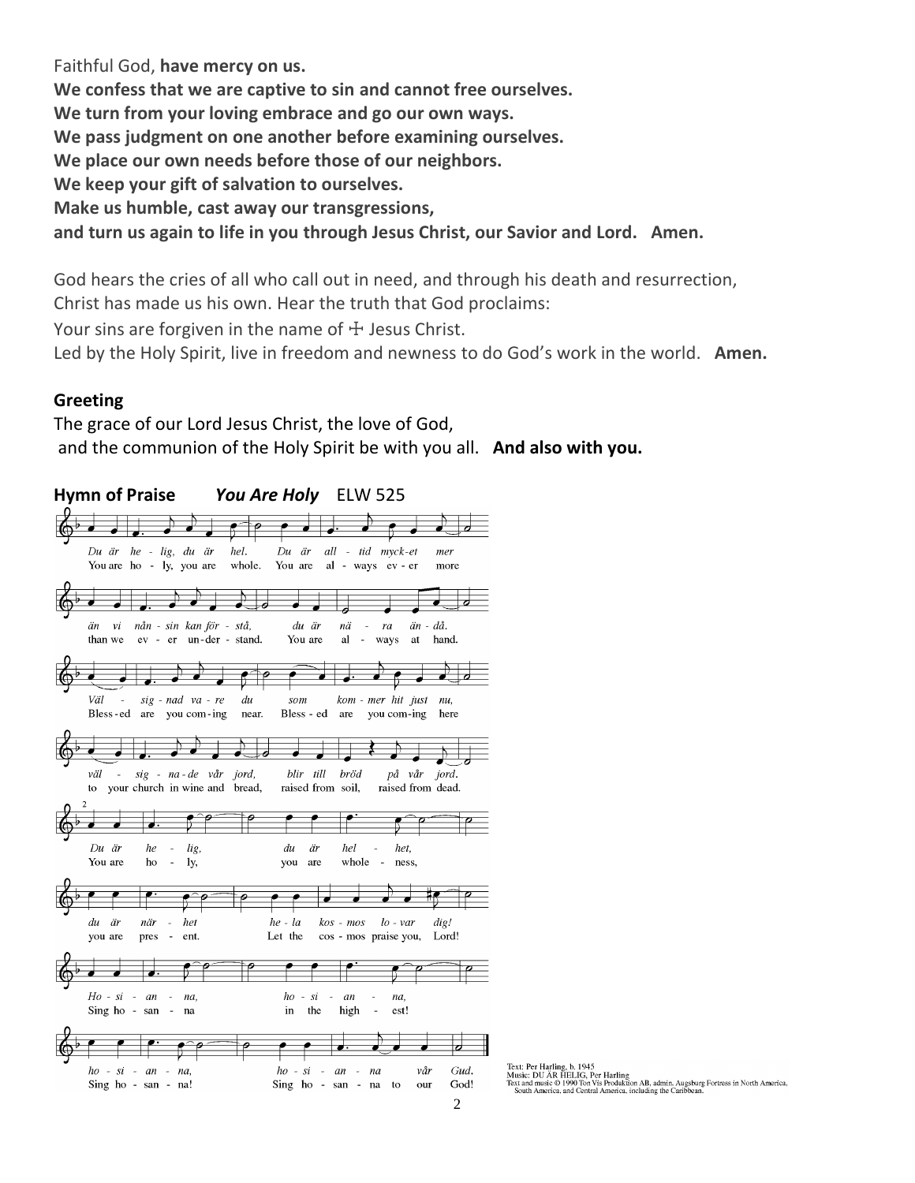Faithful God, **have mercy on us.**
**We confess that we are captive to sin and cannot free ourselves.**
**We turn from your loving embrace and go our own ways.**
**We pass judgment on one another before examining ourselves.**
**We place our own needs before those of our neighbors.**
**We keep your gift of salvation to ourselves.**
**Make us humble, cast away our transgressions,**
**and turn us again to life in you through Jesus Christ, our Savior and Lord. Amen.**

God hears the cries of all who call out in need, and through his death and resurrection, Christ has made us his own. Hear the truth that God proclaims:
Your sins are forgiven in the name of ☩ Jesus Christ.
Led by the Holy Spirit, live in freedom and newness to do God's work in the world. **Amen.**

**Greeting**

The grace of our Lord Jesus Christ, the love of God,
and the communion of the Holy Spirit be with you all. **And also with you.**

**Hymn of Praise** ***You Are Holy*** ELW 525

Text: Per Harling, b. 1945
Music: DU ÄR HELIG, Per Harling
Text and music © 1990 Ton Vis Produktion AB, admin. Augsburg Fortress in North America, South America, and Central America, including the Caribbean.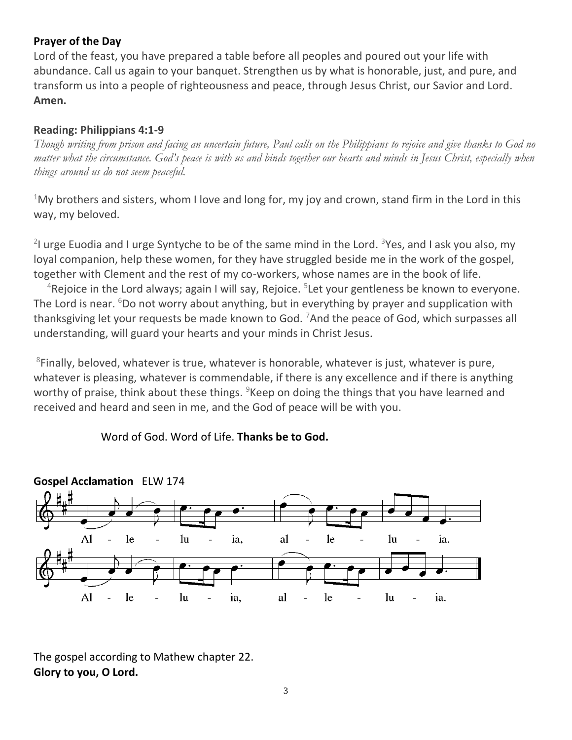**Prayer of the Day**

Lord of the feast, you have prepared a table before all peoples and poured out your life with abundance. Call us again to your banquet. Strengthen us by what is honorable, just, and pure, and transform us into a people of righteousness and peace, through Jesus Christ, our Savior and Lord. **Amen.**

**Reading: Philippians 4:1-9**

*Though writing from prison and facing an uncertain future, Paul calls on the Philippians to rejoice and give thanks to God no matter what the circumstance. God's peace is with us and binds together our hearts and minds in Jesus Christ, especially when things around us do not seem peaceful.*

[1]My brothers and sisters, whom I love and long for, my joy and crown, stand firm in the Lord in this way, my beloved.

[2]I urge Euodia and I urge Syntyche to be of the same mind in the Lord. [3]Yes, and I ask you also, my loyal companion, help these women, for they have struggled beside me in the work of the gospel, together with Clement and the rest of my co-workers, whose names are in the book of life.

[4]Rejoice in the Lord always; again I will say, Rejoice. [5]Let your gentleness be known to everyone. The Lord is near. [6]Do not worry about anything, but in everything by prayer and supplication with thanksgiving let your requests be made known to God. [7]And the peace of God, which surpasses all understanding, will guard your hearts and your minds in Christ Jesus.

[8]Finally, beloved, whatever is true, whatever is honorable, whatever is just, whatever is pure, whatever is pleasing, whatever is commendable, if there is any excellence and if there is anything worthy of praise, think about these things. [9]Keep on doing the things that you have learned and received and heard and seen in me, and the God of peace will be with you.

Word of God. Word of Life. **Thanks be to God.**

**Gospel Acclamation** ELW 174

Al - le - lu - ia, al - le - lu - ia.

Al - le - lu - ia, al - le - lu - ia.

The gospel according to Mathew chapter 22.
**Glory to you, O Lord.**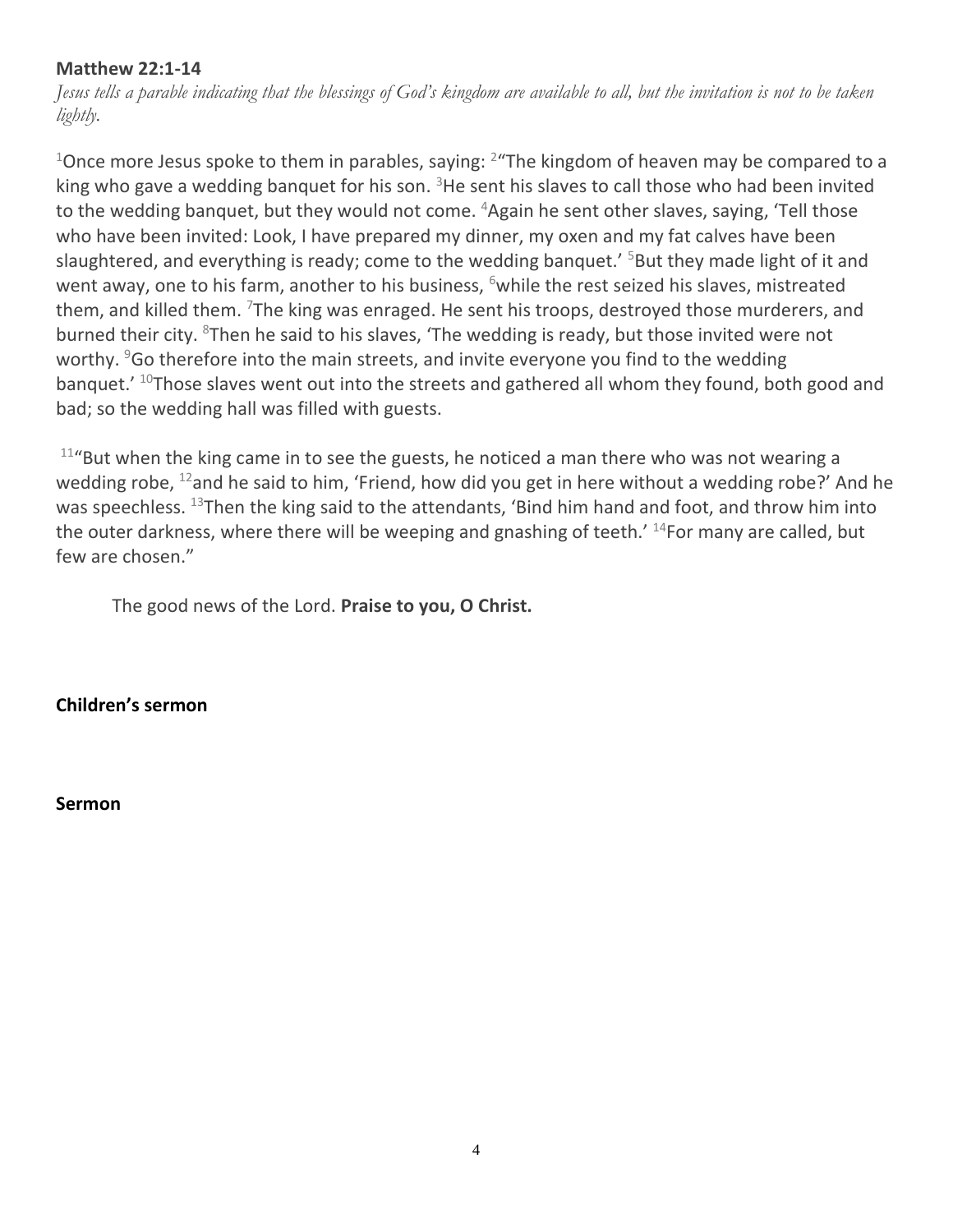**Matthew 22:1-14**

*Jesus tells a parable indicating that the blessings of God's kingdom are available to all, but the invitation is not to be taken lightly.*

[1]Once more Jesus spoke to them in parables, saying: [2]"The kingdom of heaven may be compared to a king who gave a wedding banquet for his son. [3]He sent his slaves to call those who had been invited to the wedding banquet, but they would not come. [4]Again he sent other slaves, saying, 'Tell those who have been invited: Look, I have prepared my dinner, my oxen and my fat calves have been slaughtered, and everything is ready; come to the wedding banquet.' [5]But they made light of it and went away, one to his farm, another to his business, [6]while the rest seized his slaves, mistreated them, and killed them. [7]The king was enraged. He sent his troops, destroyed those murderers, and burned their city. [8]Then he said to his slaves, 'The wedding is ready, but those invited were not worthy. [9]Go therefore into the main streets, and invite everyone you find to the wedding banquet.' [10]Those slaves went out into the streets and gathered all whom they found, both good and bad; so the wedding hall was filled with guests.

[11]"But when the king came in to see the guests, he noticed a man there who was not wearing a wedding robe, [12]and he said to him, 'Friend, how did you get in here without a wedding robe?' And he was speechless. [13]Then the king said to the attendants, 'Bind him hand and foot, and throw him into the outer darkness, where there will be weeping and gnashing of teeth.' [14]For many are called, but few are chosen."

The good news of the Lord. **Praise to you, O Christ.**

**Children's sermon**

**Sermon**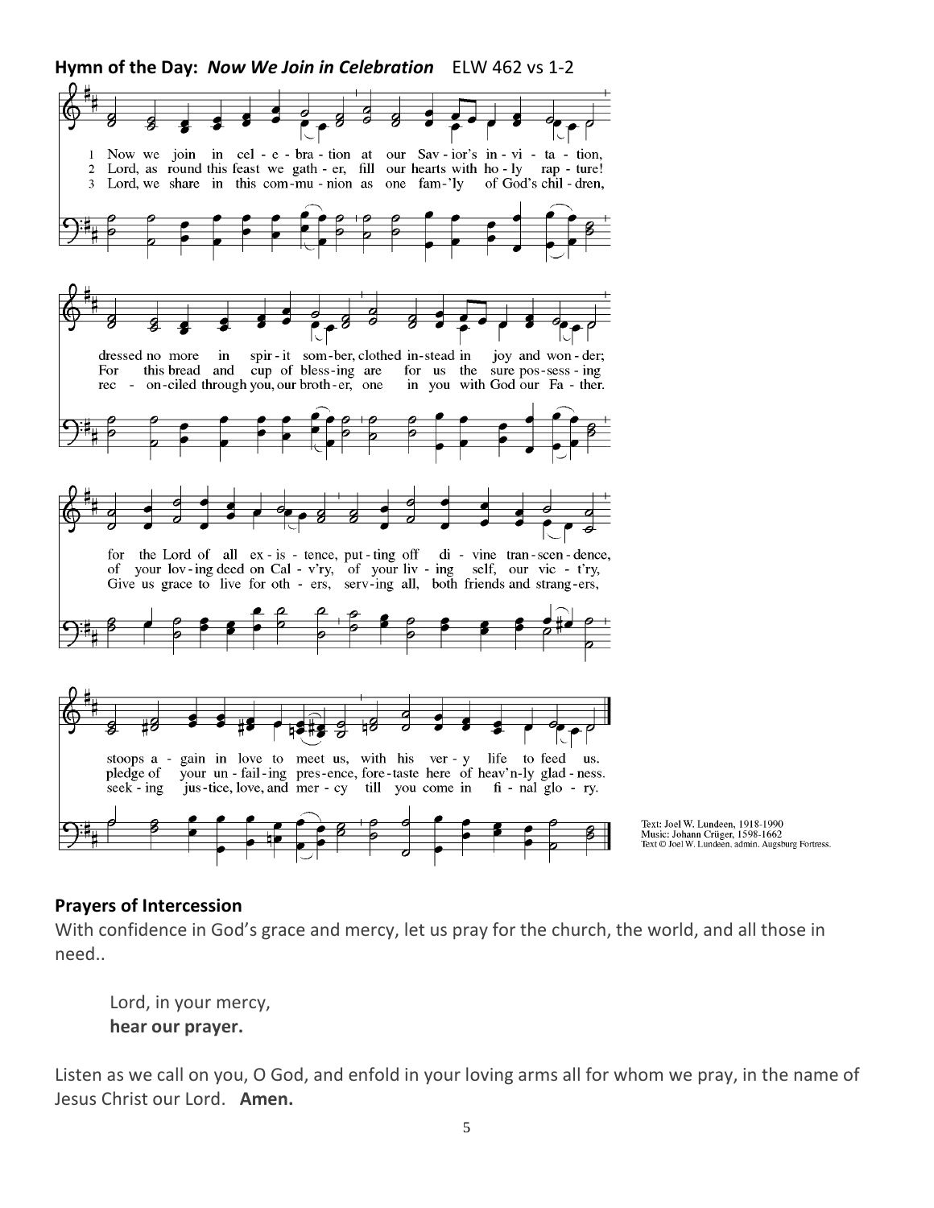**Hymn of the Day:** ***Now We Join in Celebration*** ELW 462 vs 1-2

1 Now we join in celebration at our Savior's invitation, dressed no more in spirit somber, clothed instead in joy and wonder; for the Lord of all existence, putting off divine transcendence, stoops again in love to meet us, with his very life to feed us.

2 Lord, as round this feast we gather, fill our hearts with holy rapture! For this bread and cup of blessing are for us the sure possessing of your loving deed on Cal-v'ry, of your living self, our vict'ry, pledge of your unfailing presence, foretaste here of heav'nly gladness.

3 Lord, we share in this communion as one fam'ly of God's children, reconciled through you, our brother, one in you with God our Father. Give us grace to live for others, serving all, both friends and strangers, seeking justice, love, and mercy till you come in final glory.

Text: Joel W. Lundeen, 1918-1990
Music: Johann Crüger, 1598-1662
Text © Joel W. Lundeen, admin. Augsburg Fortress.

**Prayers of Intercession**

With confidence in God's grace and mercy, let us pray for the church, the world, and all those in need..

Lord, in your mercy,
**hear our prayer.**

Listen as we call on you, O God, and enfold in your loving arms all for whom we pray, in the name of Jesus Christ our Lord. **Amen.**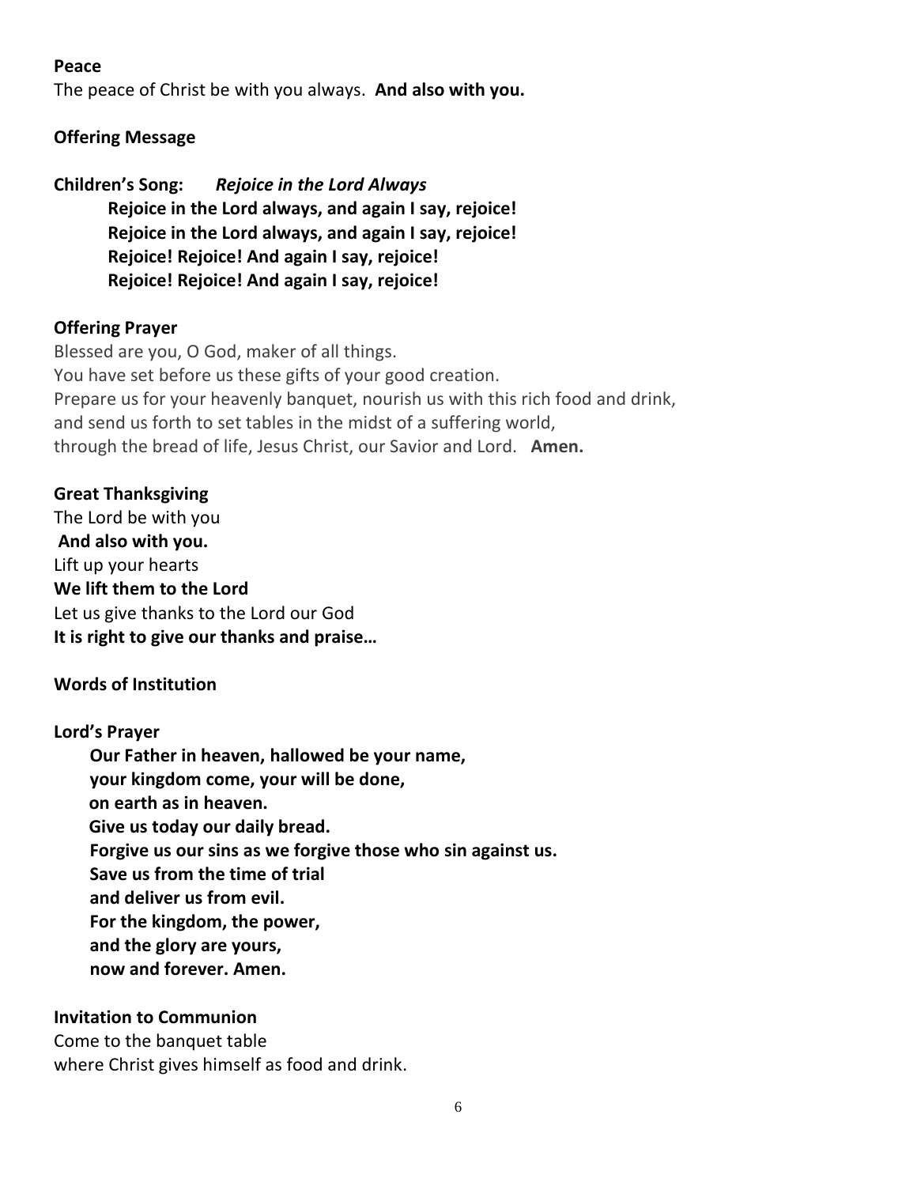**Peace**

The peace of Christ be with you always. **And also with you.**

**Offering Message**

**Children's Song:** ***Rejoice in the Lord Always***

> **Rejoice in the Lord always, and again I say, rejoice!**
> **Rejoice in the Lord always, and again I say, rejoice!**
> **Rejoice! Rejoice! And again I say, rejoice!**
> **Rejoice! Rejoice! And again I say, rejoice!**

**Offering Prayer**

Blessed are you, O God, maker of all things.
You have set before us these gifts of your good creation.
Prepare us for your heavenly banquet, nourish us with this rich food and drink,
and send us forth to set tables in the midst of a suffering world,
through the bread of life, Jesus Christ, our Savior and Lord. **Amen.**

**Great Thanksgiving**

The Lord be with you
**And also with you.**
Lift up your hearts
**We lift them to the Lord**
Let us give thanks to the Lord our God
**It is right to give our thanks and praise…**

**Words of Institution**

**Lord's Prayer**

> **Our Father in heaven, hallowed be your name,**
> **your kingdom come, your will be done,**
> **on earth as in heaven.**
> **Give us today our daily bread.**
> **Forgive us our sins as we forgive those who sin against us.**
> **Save us from the time of trial**
> **and deliver us from evil.**
> **For the kingdom, the power,**
> **and the glory are yours,**
> **now and forever. Amen.**

**Invitation to Communion**

Come to the banquet table
where Christ gives himself as food and drink.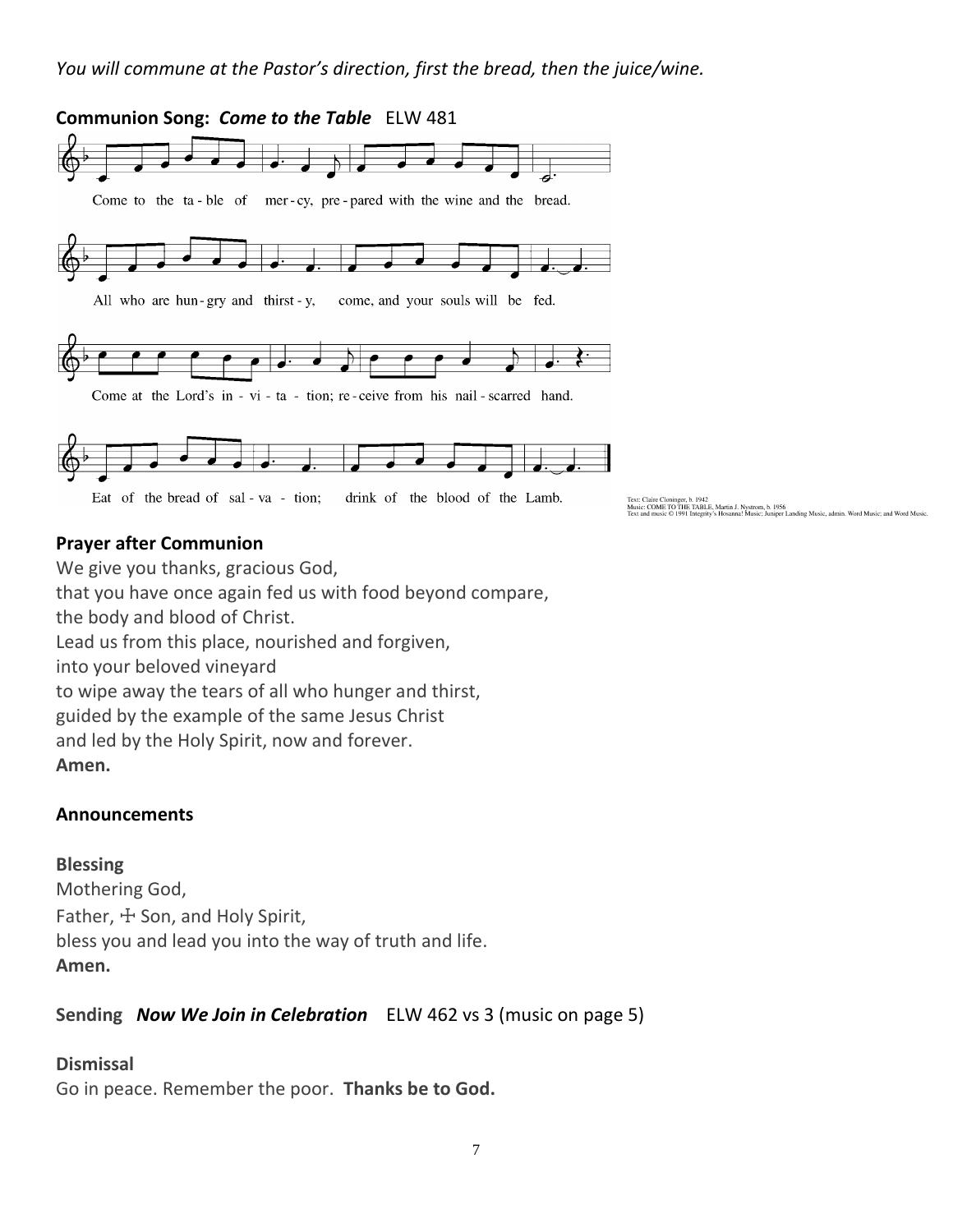*You will commune at the Pastor's direction, first the bread, then the juice/wine.*

**Communion Song: *Come to the Table*** ELW 481

Come to the ta - ble of mer - cy, pre - pared with the wine and the bread.

All who are hun - gry and thirst - y, come, and your souls will be fed.

Come at the Lord's in - vi - ta - tion; re - ceive from his nail - scarred hand.

Eat of the bread of sal - va - tion; drink of the blood of the Lamb.

Text: Claire Cloninger, b. 1942
Music: COME TO THE TABLE, Martin J. Nystrom, b. 1956
Text and music © 1991 Integrity's Hosanna! Music; Juniper Landing Music, admin. Word Music; and Word Music.

**Prayer after Communion**

We give you thanks, gracious God,
that you have once again fed us with food beyond compare,
the body and blood of Christ.
Lead us from this place, nourished and forgiven,
into your beloved vineyard
to wipe away the tears of all who hunger and thirst,
guided by the example of the same Jesus Christ
and led by the Holy Spirit, now and forever.
**Amen.**

**Announcements**

**Blessing**

Mothering God,
Father, ☩ Son, and Holy Spirit,
bless you and lead you into the way of truth and life.
**Amen.**

**Sending *Now We Join in Celebration*** ELW 462 vs 3 (music on page 5)

**Dismissal**

Go in peace. Remember the poor. **Thanks be to God.**